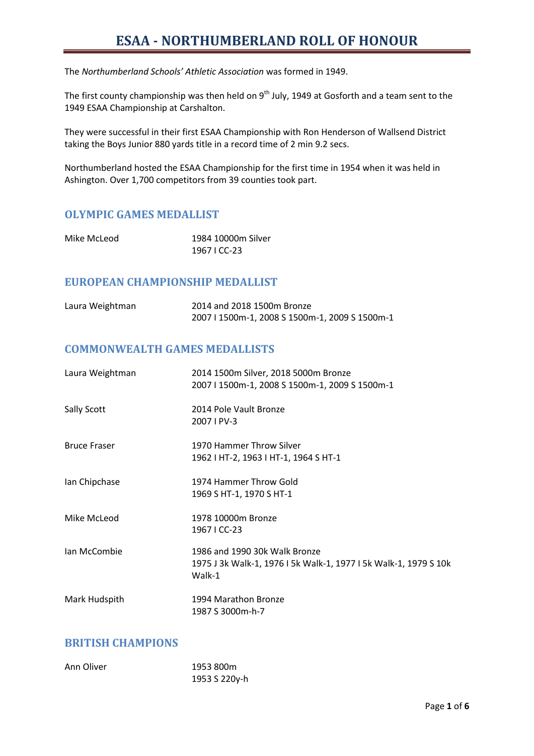# ESAA - NORTHUMBERLAND ROLL OF HONOUR

The *Northumberland Schools' Athletic Association* was formed in 1949.

The first county championship was then held on 9th July, 1949 at Gosforth and a team sent to the 1949 ESAA Championship at Carshalton.

They were successful in their first ESAA Championship with Ron Henderson of Wallsend District taking the Boys Junior 880 yards title in a record time of 2 min 9.2 secs.

Northumberland hosted the ESAA Championship for the first time in 1954 when it was held in Ashington. Over 1,700 competitors from 39 counties took part.

## OLYMPIC GAMES MEDALLIST

| | |
|---|---|
| Mike McLeod | 1984 10000m Silver<br>1967 I CC-23 |

## EUROPEAN CHAMPIONSHIP MEDALLIST

| | |
|---|---|
| Laura Weightman | 2014 and 2018 1500m Bronze<br>2007 I 1500m-1, 2008 S 1500m-1, 2009 S 1500m-1 |

## COMMONWEALTH GAMES MEDALLISTS

| | |
|---|---|
| Laura Weightman | 2014 1500m Silver, 2018 5000m Bronze<br>2007 I 1500m-1, 2008 S 1500m-1, 2009 S 1500m-1 |
| Sally Scott | 2014 Pole Vault Bronze<br>2007 I PV-3 |
| Bruce Fraser | 1970 Hammer Throw Silver<br>1962 I HT-2, 1963 I HT-1, 1964 S HT-1 |
| Ian Chipchase | 1974 Hammer Throw Gold<br>1969 S HT-1, 1970 S HT-1 |
| Mike McLeod | 1978 10000m Bronze<br>1967 I CC-23 |
| Ian McCombie | 1986 and 1990 30k Walk Bronze<br>1975 J 3k Walk-1, 1976 I 5k Walk-1, 1977 I 5k Walk-1, 1979 S 10k Walk-1 |
| Mark Hudspith | 1994 Marathon Bronze<br>1987 S 3000m-h-7 |

## BRITISH CHAMPIONS

| | |
|---|---|
| Ann Oliver | 1953 800m<br>1953 S 220y-h |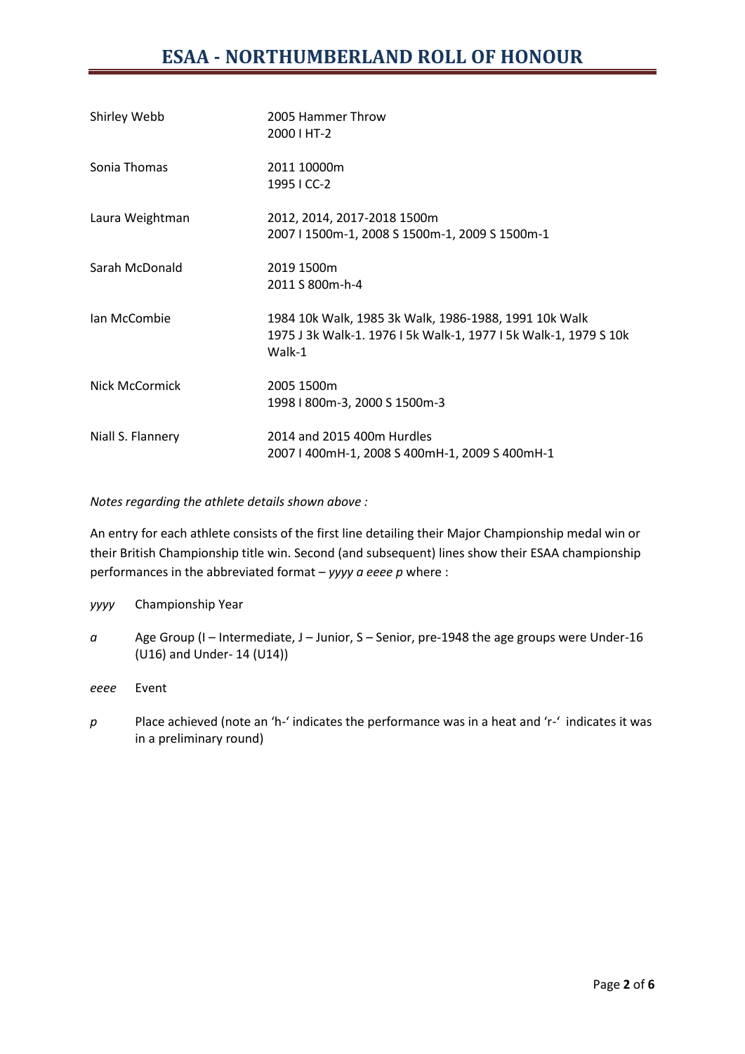# ESAA - NORTHUMBERLAND ROLL OF HONOUR

| | |
|---|---|
| Shirley Webb | 2005 Hammer Throw<br>2000 I HT-2 |
| Sonia Thomas | 2011 10000m<br>1995 I CC-2 |
| Laura Weightman | 2012, 2014, 2017-2018 1500m<br>2007 I 1500m-1, 2008 S 1500m-1, 2009 S 1500m-1 |
| Sarah McDonald | 2019 1500m<br>2011 S 800m-h-4 |
| Ian McCombie | 1984 10k Walk, 1985 3k Walk, 1986-1988, 1991 10k Walk<br>1975 J 3k Walk-1. 1976 I 5k Walk-1, 1977 I 5k Walk-1, 1979 S 10k Walk-1 |
| Nick McCormick | 2005 1500m<br>1998 I 800m-3, 2000 S 1500m-3 |
| Niall S. Flannery | 2014 and 2015 400m Hurdles<br>2007 I 400mH-1, 2008 S 400mH-1, 2009 S 400mH-1 |

*Notes regarding the athlete details shown above :*

An entry for each athlete consists of the first line detailing their Major Championship medal win or their British Championship title win. Second (and subsequent) lines show their ESAA championship performances in the abbreviated format – *yyyy a eeee p* where :

*yyyy* Championship Year

*a* Age Group (I – Intermediate, J – Junior, S – Senior, pre-1948 the age groups were Under-16 (U16) and Under- 14 (U14))

*eeee* Event

*p* Place achieved (note an 'h-' indicates the performance was in a heat and 'r-' indicates it was in a preliminary round)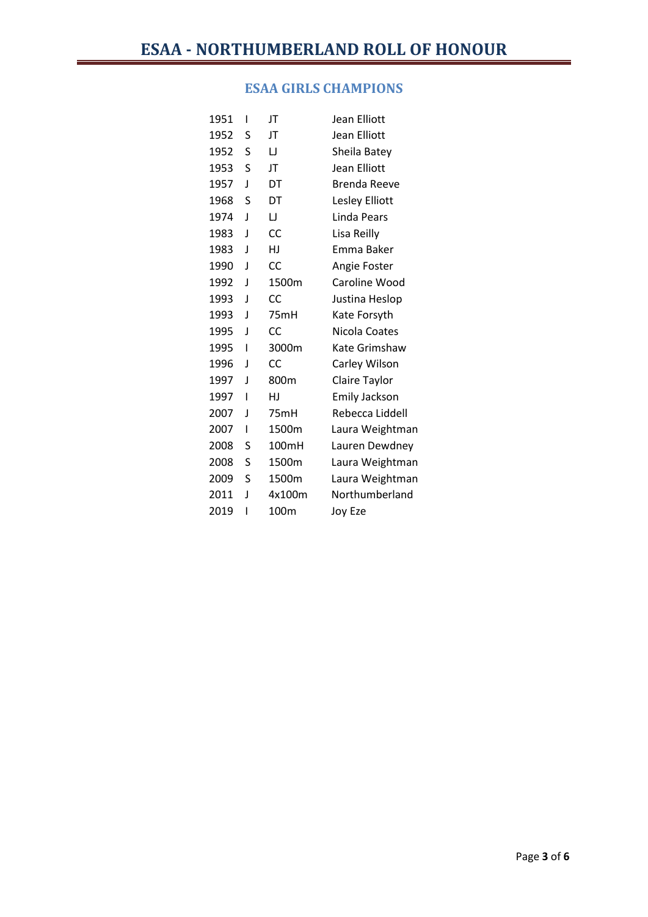# ESAA - NORTHUMBERLAND ROLL OF HONOUR

## ESAA GIRLS CHAMPIONS

| | | | |
|---|---|---|---|
| 1951 | I | JT | Jean Elliott |
| 1952 | S | JT | Jean Elliott |
| 1952 | S | LJ | Sheila Batey |
| 1953 | S | JT | Jean Elliott |
| 1957 | J | DT | Brenda Reeve |
| 1968 | S | DT | Lesley Elliott |
| 1974 | J | LJ | Linda Pears |
| 1983 | J | CC | Lisa Reilly |
| 1983 | J | HJ | Emma Baker |
| 1990 | J | CC | Angie Foster |
| 1992 | J | 1500m | Caroline Wood |
| 1993 | J | CC | Justina Heslop |
| 1993 | J | 75mH | Kate Forsyth |
| 1995 | J | CC | Nicola Coates |
| 1995 | I | 3000m | Kate Grimshaw |
| 1996 | J | CC | Carley Wilson |
| 1997 | J | 800m | Claire Taylor |
| 1997 | I | HJ | Emily Jackson |
| 2007 | J | 75mH | Rebecca Liddell |
| 2007 | I | 1500m | Laura Weightman |
| 2008 | S | 100mH | Lauren Dewdney |
| 2008 | S | 1500m | Laura Weightman |
| 2009 | S | 1500m | Laura Weightman |
| 2011 | J | 4x100m | Northumberland |
| 2019 | I | 100m | Joy Eze |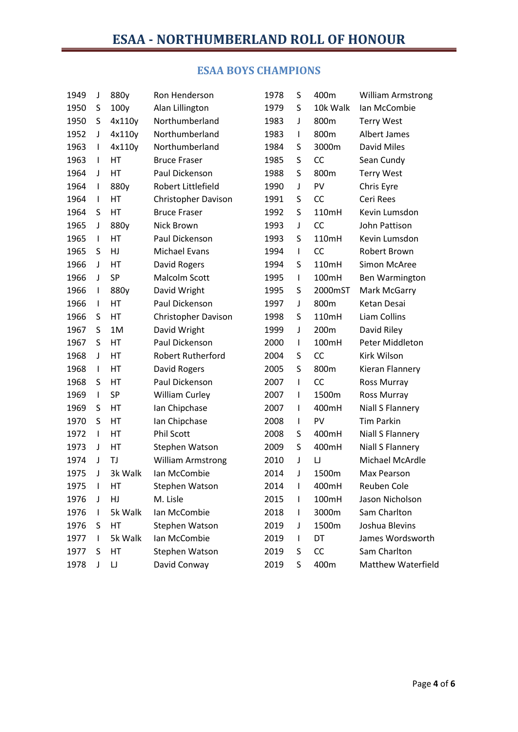# ESAA - NORTHUMBERLAND ROLL OF HONOUR

## ESAA BOYS CHAMPIONS

| | | | |
|---|---|---|---|
| 1949 | J | 880y | Ron Henderson |
| 1950 | S | 100y | Alan Lillington |
| 1950 | S | 4x110y | Northumberland |
| 1952 | J | 4x110y | Northumberland |
| 1963 | I | 4x110y | Northumberland |
| 1963 | I | HT | Bruce Fraser |
| 1964 | J | HT | Paul Dickenson |
| 1964 | I | 880y | Robert Littlefield |
| 1964 | I | HT | Christopher Davison |
| 1964 | S | HT | Bruce Fraser |
| 1965 | J | 880y | Nick Brown |
| 1965 | I | HT | Paul Dickenson |
| 1965 | S | HJ | Michael Evans |
| 1966 | J | HT | David Rogers |
| 1966 | J | SP | Malcolm Scott |
| 1966 | I | 880y | David Wright |
| 1966 | I | HT | Paul Dickenson |
| 1966 | S | HT | Christopher Davison |
| 1967 | S | 1M | David Wright |
| 1967 | S | HT | Paul Dickenson |
| 1968 | J | HT | Robert Rutherford |
| 1968 | I | HT | David Rogers |
| 1968 | S | HT | Paul Dickenson |
| 1969 | I | SP | William Curley |
| 1969 | S | HT | Ian Chipchase |
| 1970 | S | HT | Ian Chipchase |
| 1972 | I | HT | Phil Scott |
| 1973 | J | HT | Stephen Watson |
| 1974 | J | TJ | William Armstrong |
| 1975 | J | 3k Walk | Ian McCombie |
| 1975 | I | HT | Stephen Watson |
| 1976 | J | HJ | M. Lisle |
| 1976 | I | 5k Walk | Ian McCombie |
| 1976 | S | HT | Stephen Watson |
| 1977 | I | 5k Walk | Ian McCombie |
| 1977 | S | HT | Stephen Watson |
| 1978 | J | LJ | David Conway |
| 1978 | S | 400m | William Armstrong |
| 1979 | S | 10k Walk | Ian McCombie |
| 1983 | J | 800m | Terry West |
| 1983 | I | 800m | Albert James |
| 1984 | S | 3000m | David Miles |
| 1985 | S | CC | Sean Cundy |
| 1988 | S | 800m | Terry West |
| 1990 | J | PV | Chris Eyre |
| 1991 | S | CC | Ceri Rees |
| 1992 | S | 110mH | Kevin Lumsdon |
| 1993 | J | CC | John Pattison |
| 1993 | S | 110mH | Kevin Lumsdon |
| 1994 | I | CC | Robert Brown |
| 1994 | S | 110mH | Simon McAree |
| 1995 | I | 100mH | Ben Warmington |
| 1995 | S | 2000mST | Mark McGarry |
| 1997 | J | 800m | Ketan Desai |
| 1998 | S | 110mH | Liam Collins |
| 1999 | J | 200m | David Riley |
| 2000 | I | 100mH | Peter Middleton |
| 2004 | S | CC | Kirk Wilson |
| 2005 | S | 800m | Kieran Flannery |
| 2007 | I | CC | Ross Murray |
| 2007 | I | 1500m | Ross Murray |
| 2007 | I | 400mH | Niall S Flannery |
| 2008 | I | PV | Tim Parkin |
| 2008 | S | 400mH | Niall S Flannery |
| 2009 | S | 400mH | Niall S Flannery |
| 2010 | J | LJ | Michael McArdle |
| 2014 | J | 1500m | Max Pearson |
| 2014 | I | 400mH | Reuben Cole |
| 2015 | I | 100mH | Jason Nicholson |
| 2018 | I | 3000m | Sam Charlton |
| 2019 | J | 1500m | Joshua Blevins |
| 2019 | I | DT | James Wordsworth |
| 2019 | S | CC | Sam Charlton |
| 2019 | S | 400m | Matthew Waterfield |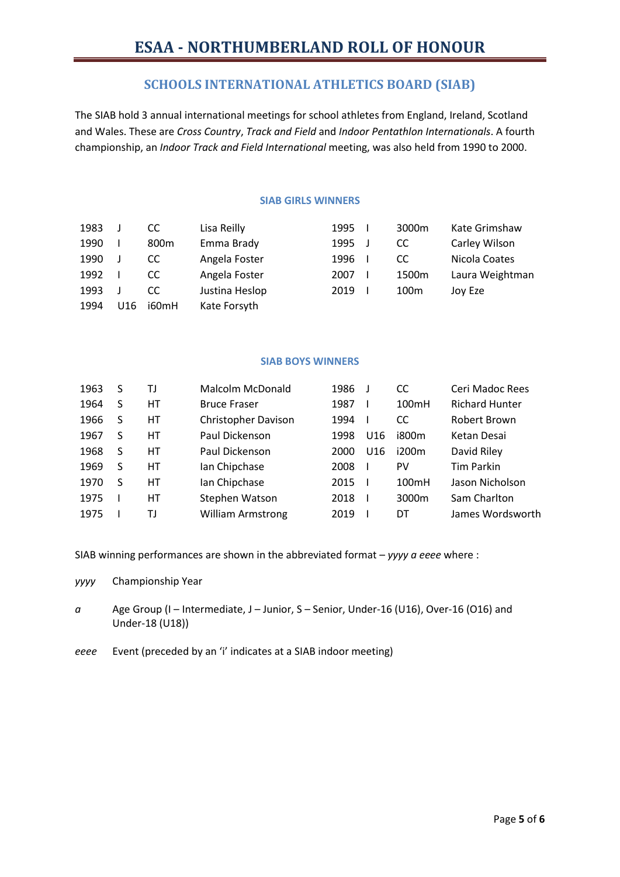# ESAA - NORTHUMBERLAND ROLL OF HONOUR

## SCHOOLS INTERNATIONAL ATHLETICS BOARD (SIAB)

The SIAB hold 3 annual international meetings for school athletes from England, Ireland, Scotland and Wales. These are *Cross Country*, *Track and Field* and *Indoor Pentathlon Internationals*. A fourth championship, an *Indoor Track and Field International* meeting, was also held from 1990 to 2000.

### SIAB GIRLS WINNERS

| | | | | | | | |
|---|---|---|---|---|---|---|---|
| 1983 | J | CC | Lisa Reilly | 1995 | I | 3000m | Kate Grimshaw |
| 1990 | I | 800m | Emma Brady | 1995 | J | CC | Carley Wilson |
| 1990 | J | CC | Angela Foster | 1996 | I | CC | Nicola Coates |
| 1992 | I | CC | Angela Foster | 2007 | I | 1500m | Laura Weightman |
| 1993 | J | CC | Justina Heslop | 2019 | I | 100m | Joy Eze |
| 1994 | U16 | i60mH | Kate Forsyth | | | | |

### SIAB BOYS WINNERS

| | | | | | | | |
|---|---|---|---|---|---|---|---|
| 1963 | S | TJ | Malcolm McDonald | 1986 | J | CC | Ceri Madoc Rees |
| 1964 | S | HT | Bruce Fraser | 1987 | I | 100mH | Richard Hunter |
| 1966 | S | HT | Christopher Davison | 1994 | I | CC | Robert Brown |
| 1967 | S | HT | Paul Dickenson | 1998 | U16 | i800m | Ketan Desai |
| 1968 | S | HT | Paul Dickenson | 2000 | U16 | i200m | David Riley |
| 1969 | S | HT | Ian Chipchase | 2008 | I | PV | Tim Parkin |
| 1970 | S | HT | Ian Chipchase | 2015 | I | 100mH | Jason Nicholson |
| 1975 | I | HT | Stephen Watson | 2018 | I | 3000m | Sam Charlton |
| 1975 | I | TJ | William Armstrong | 2019 | I | DT | James Wordsworth |

SIAB winning performances are shown in the abbreviated format – *yyyy a eeee* where :

*yyyy* Championship Year

*a* Age Group (I – Intermediate, J – Junior, S – Senior, Under-16 (U16), Over-16 (O16) and Under-18 (U18))

*eeee* Event (preceded by an 'i' indicates at a SIAB indoor meeting)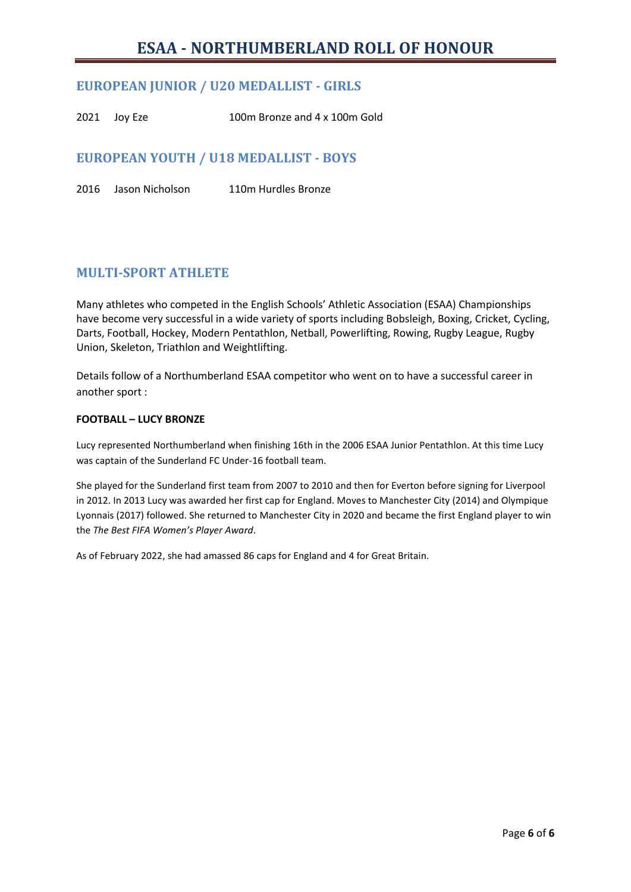# ESAA - NORTHUMBERLAND ROLL OF HONOUR

## EUROPEAN JUNIOR / U20 MEDALLIST - GIRLS

| | | |
|---|---|---|
| 2021 | Joy Eze | 100m Bronze and 4 x 100m Gold |

## EUROPEAN YOUTH / U18 MEDALLIST - BOYS

| | | |
|---|---|---|
| 2016 | Jason Nicholson | 110m Hurdles Bronze |

## MULTI-SPORT ATHLETE

Many athletes who competed in the English Schools' Athletic Association (ESAA) Championships have become very successful in a wide variety of sports including Bobsleigh, Boxing, Cricket, Cycling, Darts, Football, Hockey, Modern Pentathlon, Netball, Powerlifting, Rowing, Rugby League, Rugby Union, Skeleton, Triathlon and Weightlifting.

Details follow of a Northumberland ESAA competitor who went on to have a successful career in another sport :

**FOOTBALL – LUCY BRONZE**

Lucy represented Northumberland when finishing 16th in the 2006 ESAA Junior Pentathlon. At this time Lucy was captain of the Sunderland FC Under-16 football team.

She played for the Sunderland first team from 2007 to 2010 and then for Everton before signing for Liverpool in 2012. In 2013 Lucy was awarded her first cap for England. Moves to Manchester City (2014) and Olympique Lyonnais (2017) followed. She returned to Manchester City in 2020 and became the first England player to win the *The Best FIFA Women's Player Award*.

As of February 2022, she had amassed 86 caps for England and 4 for Great Britain.